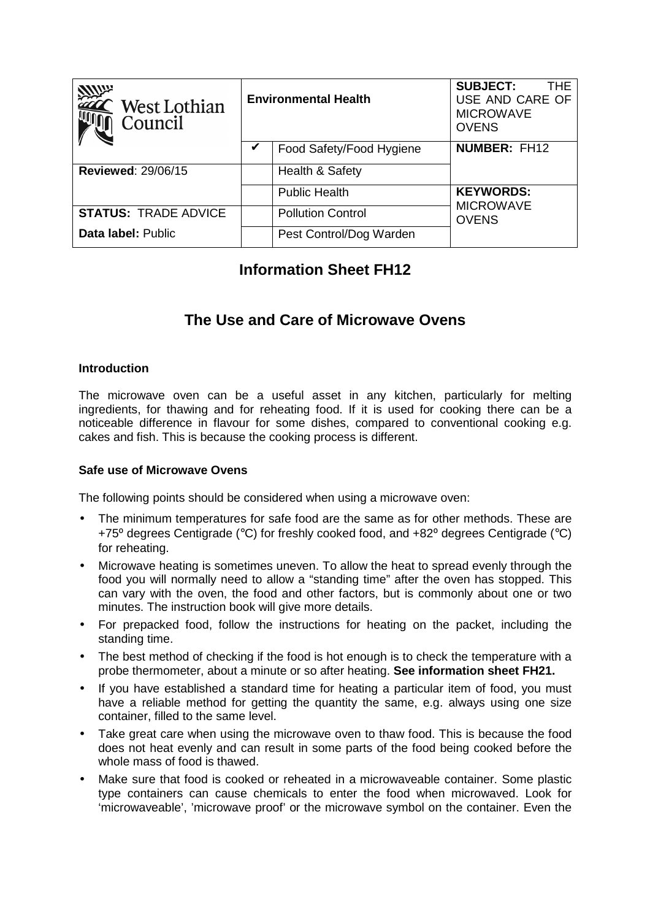| West Lothian Council | Environmental Health | | SUBJECT: THE USE AND CARE OF MICROWAVE OVENS |
|---|---|---|---|
| | ✔ | Food Safety/Food Hygiene | **NUMBER:** FH12 |
| **Reviewed**: 29/06/15 | | Health & Safety | |
| | | Public Health | **KEYWORDS:** MICROWAVE OVENS |
| **STATUS:** TRADE ADVICE | | Pollution Control | |
| **Data label:** Public | | Pest Control/Dog Warden | |

## Information Sheet FH12

## The Use and Care of Microwave Ovens

### Introduction

The microwave oven can be a useful asset in any kitchen, particularly for melting ingredients, for thawing and for reheating food. If it is used for cooking there can be a noticeable difference in flavour for some dishes, compared to conventional cooking e.g. cakes and fish. This is because the cooking process is different.

### Safe use of Microwave Ovens

The following points should be considered when using a microwave oven:

- The minimum temperatures for safe food are the same as for other methods. These are +75º degrees Centigrade (°C) for freshly cooked food, and +82º degrees Centigrade (°C) for reheating.
- Microwave heating is sometimes uneven. To allow the heat to spread evenly through the food you will normally need to allow a "standing time" after the oven has stopped. This can vary with the oven, the food and other factors, but is commonly about one or two minutes. The instruction book will give more details.
- For prepacked food, follow the instructions for heating on the packet, including the standing time.
- The best method of checking if the food is hot enough is to check the temperature with a probe thermometer, about a minute or so after heating. **See information sheet FH21.**
- If you have established a standard time for heating a particular item of food, you must have a reliable method for getting the quantity the same, e.g. always using one size container, filled to the same level.
- Take great care when using the microwave oven to thaw food. This is because the food does not heat evenly and can result in some parts of the food being cooked before the whole mass of food is thawed.
- Make sure that food is cooked or reheated in a microwaveable container. Some plastic type containers can cause chemicals to enter the food when microwaved. Look for 'microwaveable', 'microwave proof' or the microwave symbol on the container. Even the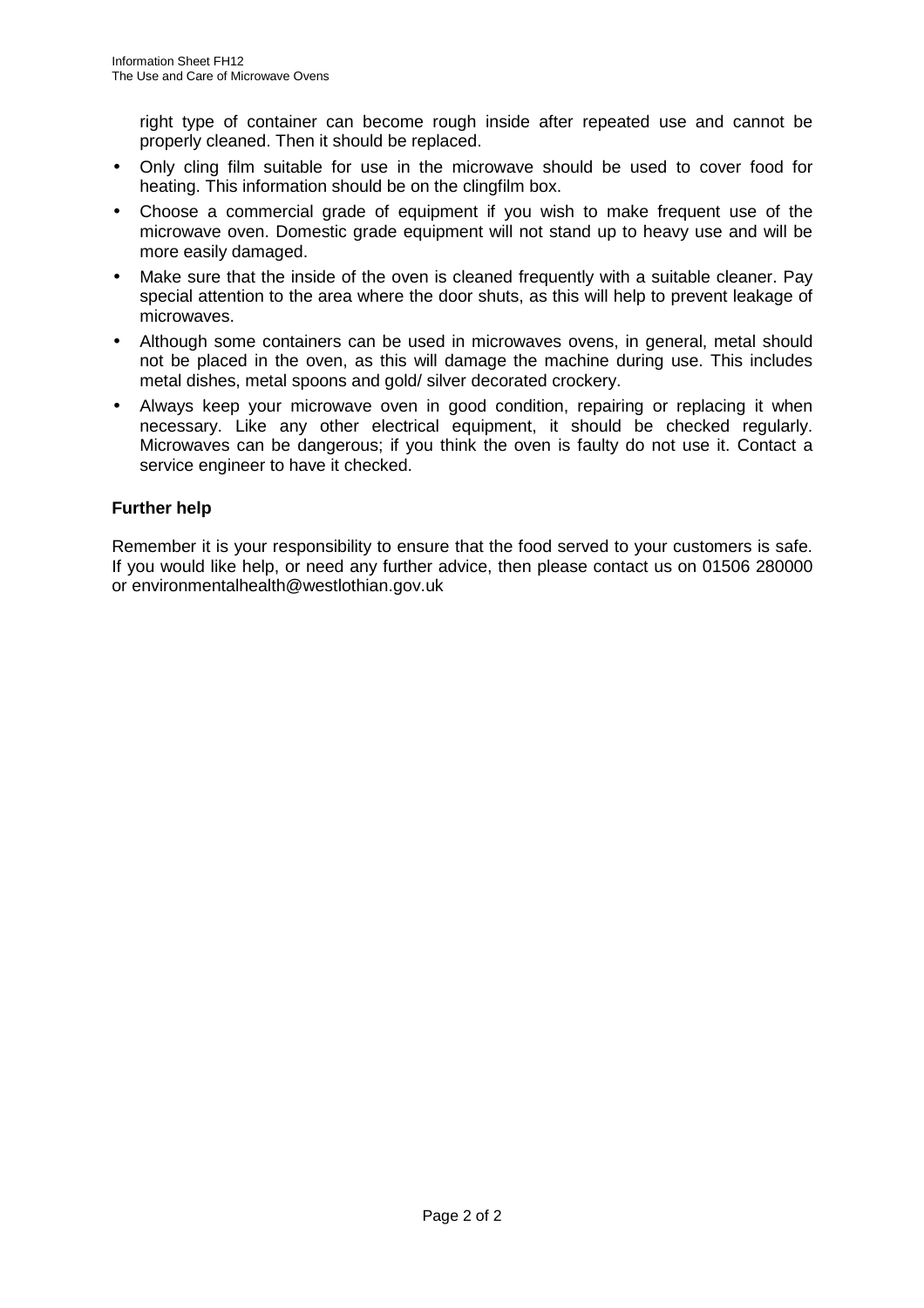right type of container can become rough inside after repeated use and cannot be properly cleaned. Then it should be replaced.

- Only cling film suitable for use in the microwave should be used to cover food for heating. This information should be on the clingfilm box.
- Choose a commercial grade of equipment if you wish to make frequent use of the microwave oven. Domestic grade equipment will not stand up to heavy use and will be more easily damaged.
- Make sure that the inside of the oven is cleaned frequently with a suitable cleaner. Pay special attention to the area where the door shuts, as this will help to prevent leakage of microwaves.
- Although some containers can be used in microwaves ovens, in general, metal should not be placed in the oven, as this will damage the machine during use. This includes metal dishes, metal spoons and gold/ silver decorated crockery.
- Always keep your microwave oven in good condition, repairing or replacing it when necessary. Like any other electrical equipment, it should be checked regularly. Microwaves can be dangerous; if you think the oven is faulty do not use it. Contact a service engineer to have it checked.

**Further help**

Remember it is your responsibility to ensure that the food served to your customers is safe. If you would like help, or need any further advice, then please contact us on 01506 280000 or environmentalhealth@westlothian.gov.uk